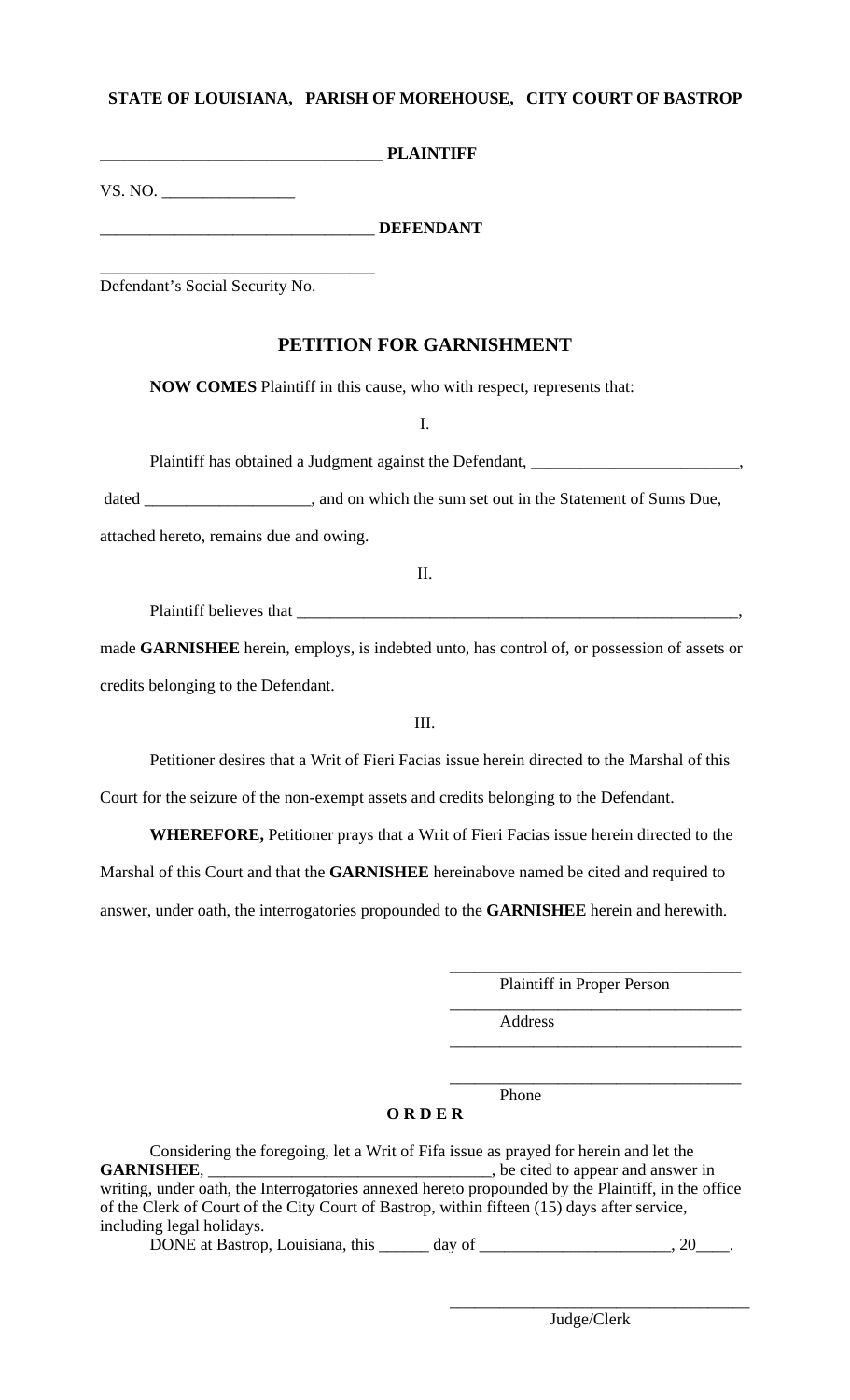**STATE OF LOUISIANA, PARISH OF MOREHOUSE, CITY COURT OF BASTROP**

_________________________________ **PLAINTIFF**

VS. NO. ________________

_________________________________ **DEFENDANT**

_________________________________
Defendant's Social Security No.

## PETITION FOR GARNISHMENT

**NOW COMES** Plaintiff in this cause, who with respect, represents that:

I.

Plaintiff has obtained a Judgment against the Defendant, _________________________, dated ____________________, and on which the sum set out in the Statement of Sums Due, attached hereto, remains due and owing.

II.

Plaintiff believes that ________________________________________________________, made **GARNISHEE** herein, employs, is indebted unto, has control of, or possession of assets or credits belonging to the Defendant.

III.

Petitioner desires that a Writ of Fieri Facias issue herein directed to the Marshal of this Court for the seizure of the non-exempt assets and credits belonging to the Defendant.

**WHEREFORE,** Petitioner prays that a Writ of Fieri Facias issue herein directed to the Marshal of this Court and that the **GARNISHEE** hereinabove named be cited and required to answer, under oath, the interrogatories propounded to the **GARNISHEE** herein and herewith.

___________________________________
Plaintiff in Proper Person

___________________________________
Address

___________________________________

___________________________________
Phone

**O R D E R**

Considering the foregoing, let a Writ of Fifa issue as prayed for herein and let the **GARNISHEE**, __________________________________, be cited to appear and answer in writing, under oath, the Interrogatories annexed hereto propounded by the Plaintiff, in the office of the Clerk of Court of the City Court of Bastrop, within fifteen (15) days after service, including legal holidays.

DONE at Bastrop, Louisiana, this ______ day of _______________________, 20____.

_____________________________________
Judge/Clerk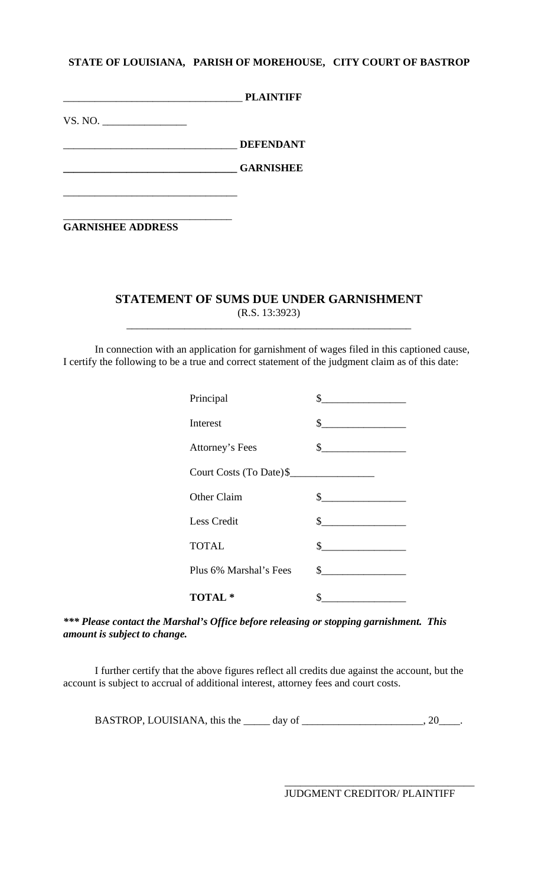**STATE OF LOUISIANA, PARISH OF MOREHOUSE, CITY COURT OF BASTROP**

_________________________________ **PLAINTIFF**

VS. NO. ________________

_________________________________ **DEFENDANT**

**_________________________________ GARNISHEE**

_________________________________

_________________________________

**GARNISHEE ADDRESS**

## STATEMENT OF SUMS DUE UNDER GARNISHMENT

(R.S. 13:3923)

In connection with an application for garnishment of wages filed in this captioned cause, I certify the following to be a true and correct statement of the judgment claim as of this date:

| | |
|---|---|
| Principal | $________________ |
| Interest | $________________ |
| Attorney's Fees | $________________ |
| Court Costs (To Date) | $________________ |
| Other Claim | $________________ |
| Less Credit | $________________ |
| TOTAL | $________________ |
| Plus 6% Marshal's Fees | $________________ |
| **TOTAL \*** | $________________ |

***\*\*\* Please contact the Marshal's Office before releasing or stopping garnishment. This amount is subject to change.***

I further certify that the above figures reflect all credits due against the account, but the account is subject to accrual of additional interest, attorney fees and court costs.

BASTROP, LOUISIANA, this the _____ day of _______________________, 20____.

____________________________________

JUDGMENT CREDITOR/ PLAINTIFF